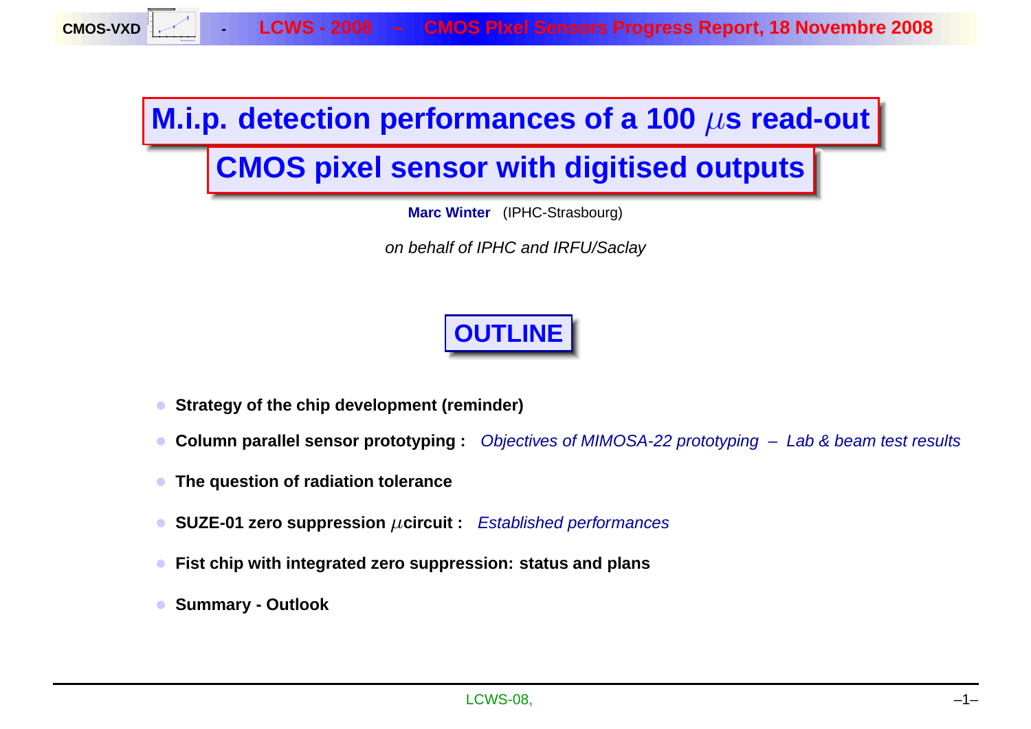# M.i.p. detection performances of a 100 $\mu$s read-out CMOS pixel sensor with digitised outputs

**Marc Winter** (IPHC-Strasbourg)

*on behalf of IPHC and IRFU/Saclay*

## OUTLINE

- **Strategy of the chip development (reminder)**
- **Column parallel sensor prototyping :** *Objectives of MIMOSA-22 prototyping – Lab & beam test results*
- **The question of radiation tolerance**
- **SUZE-01 zero suppression $\mu$circuit :** *Established performances*
- **Fist chip with integrated zero suppression: status and plans**
- **Summary - Outlook**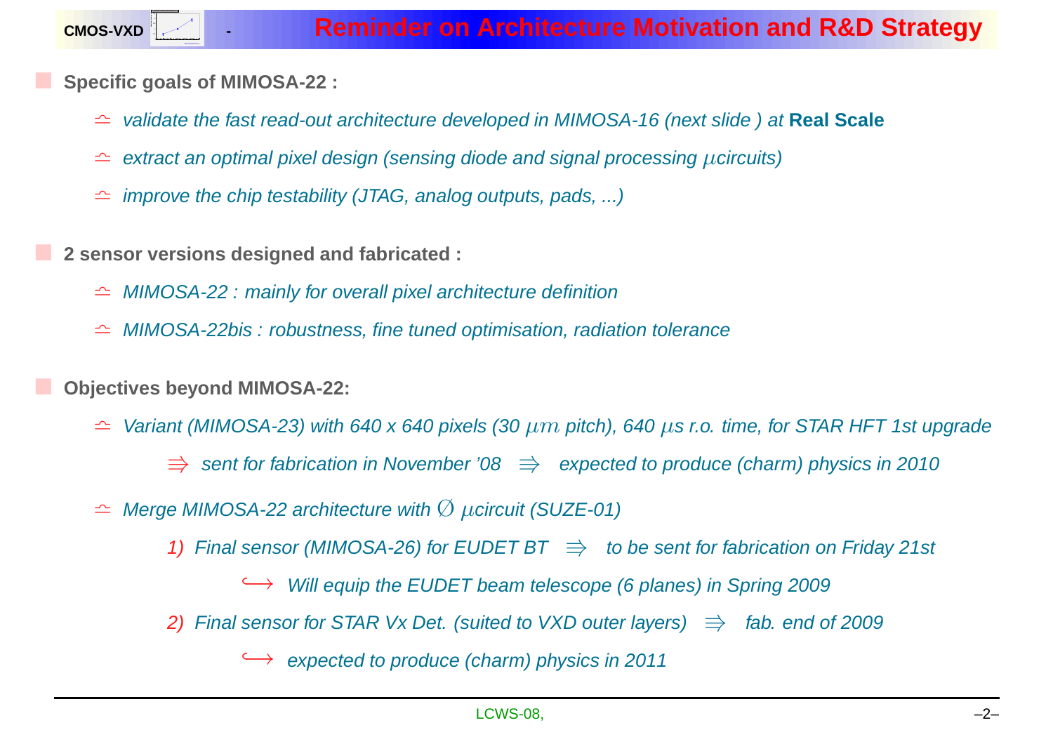# Reminder on Architecture Motivation and R&D Strategy

- **Specific goals of MIMOSA-22 :**
  - *validate the fast read-out architecture developed in MIMOSA-16 (next slide ) at* **Real Scale**
  - *extract an optimal pixel design (sensing diode and signal processing $\mu$circuits)*
  - *improve the chip testability (JTAG, analog outputs, pads, ...)*

- **2 sensor versions designed and fabricated :**
  - *MIMOSA-22 : mainly for overall pixel architecture definition*
  - *MIMOSA-22bis : robustness, fine tuned optimisation, radiation tolerance*

- **Objectives beyond MIMOSA-22:**
  - *Variant (MIMOSA-23) with 640 x 640 pixels (30 $\mu m$ pitch), 640 $\mu$s r.o. time, for STAR HFT 1st upgrade*
    - $\Rrightarrow$ *sent for fabrication in November '08* $\Rrightarrow$ *expected to produce (charm) physics in 2010*
  - *Merge MIMOSA-22 architecture with $\emptyset$ $\mu$circuit (SUZE-01)*
    - *1) Final sensor (MIMOSA-26) for EUDET BT* $\Rrightarrow$ *to be sent for fabrication on Friday 21st*
      - $\hookrightarrow$ *Will equip the EUDET beam telescope (6 planes) in Spring 2009*
    - *2) Final sensor for STAR Vx Det. (suited to VXD outer layers)* $\Rrightarrow$ *fab. end of 2009*
      - $\hookrightarrow$ *expected to produce (charm) physics in 2011*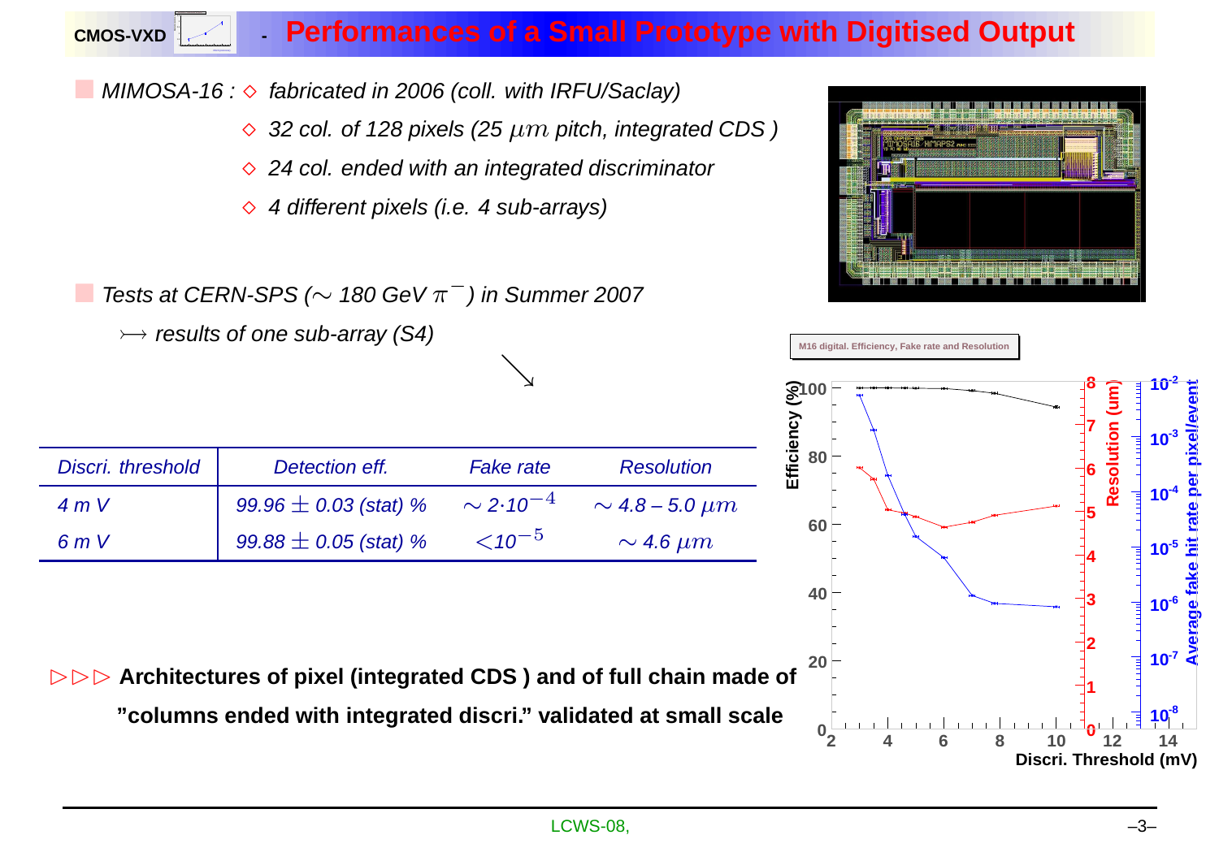## Performances of a Small Prototype with Digitised Output

- *MIMOSA-16 :* ◇ *fabricated in 2006 (coll. with IRFU/Saclay)*
  - ◇ *32 col. of 128 pixels (25 $\mu m$ pitch, integrated CDS )*
  - ◇ *24 col. ended with an integrated discriminator*
  - ◇ *4 different pixels (i.e. 4 sub-arrays)*

- *Tests at CERN-SPS ($\sim$ 180 GeV $\pi^-$) in Summer 2007*
  - ⟼ *results of one sub-array (S4)*

| *Discri. threshold* | *Detection eff.* | *Fake rate* | *Resolution* |
|---|---|---|---|
| *4 m V* | *99.96 $\pm$ 0.03 (stat) %* | $\sim 2{\cdot}10^{-4}$ | $\sim$ *4.8 – 5.0 $\mu m$* |
| *6 m V* | *99.88 $\pm$ 0.05 (stat) %* | $<10^{-5}$ | $\sim$ *4.6 $\mu m$* |

▷▷▷ **Architectures of pixel (integrated CDS ) and of full chain made of "columns ended with integrated discri." validated at small scale**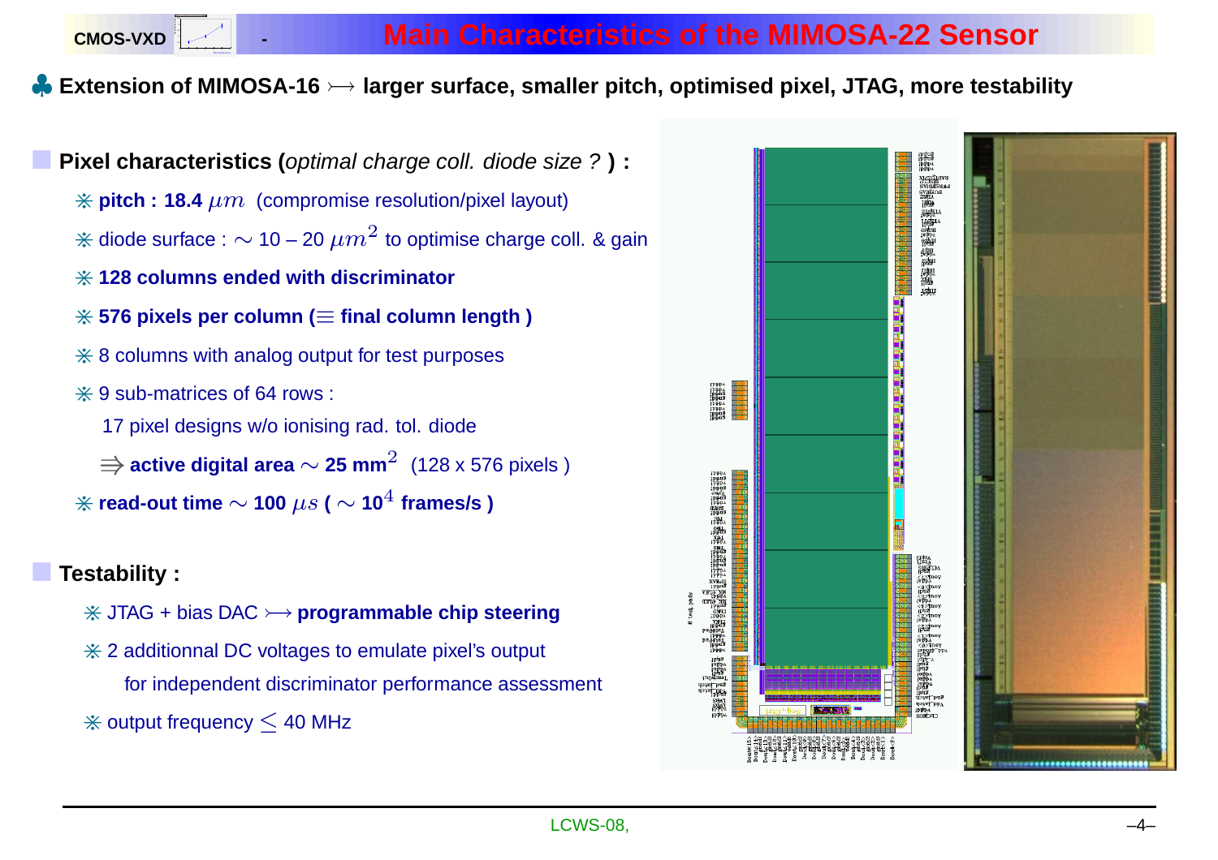# Main Characteristics of the MIMOSA-22 Sensor

♣ **Extension of MIMOSA-16 ⟼ larger surface, smaller pitch, optimised pixel, JTAG, more testability**

## Pixel characteristics (*optimal charge coll. diode size ?* ) :

- **pitch : 18.4 $\mu m$** (compromise resolution/pixel layout)
- diode surface : $\sim$ 10 – 20 $\mu m^2$ to optimise charge coll. & gain
- **128 columns ended with discriminator**
- **576 pixels per column ($\equiv$ final column length )**
- 8 columns with analog output for test purposes
- 9 sub-matrices of 64 rows :

  17 pixel designs w/o ionising rad. tol. diode

  $\Rrightarrow$ **active digital area $\sim$ 25 mm$^2$** (128 x 576 pixels )
- **read-out time $\sim$ 100 $\mu s$ ( $\sim$ 10$^4$ frames/s )**

## Testability :

- JTAG + bias DAC ⟼ **programmable chip steering**
- 2 additionnal DC voltages to emulate pixel's output

  for independent discriminator performance assessment
- output frequency $\lesssim$ 40 MHz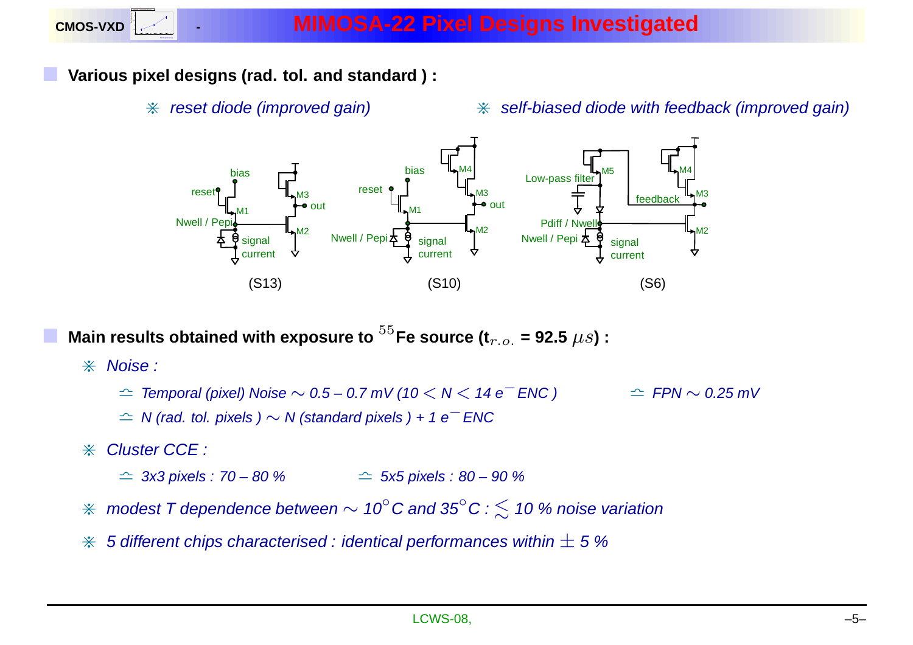# MIMOSA-22 Pixel Designs Investigated

- **Various pixel designs (rad. tol. and standard ) :**

  - *reset diode (improved gain)*
  - *self-biased diode with feedback (improved gain)*

(S13) (S10) (S6)

- **Main results obtained with exposure to $^{55}$Fe source (t$_{r.o.}$ = 92.5 $\mu s$) :**

  - *Noise :*
    - *Temporal (pixel) Noise $\sim$ 0.5 – 0.7 mV (10 $<$ N $<$ 14 e$^-$ ENC )*
    - *FPN $\sim$ 0.25 mV*
    - *N (rad. tol. pixels ) $\sim$ N (standard pixels ) + 1 e$^-$ ENC*
  - *Cluster CCE :*
    - *3x3 pixels : 70 – 80 %*
    - *5x5 pixels : 80 – 90 %*
  - *modest T dependence between $\sim$ 10$^\circ$C and 35$^\circ$C : $\lesssim$ 10 % noise variation*
  - *5 different chips characterised : identical performances within $\pm$ 5 %*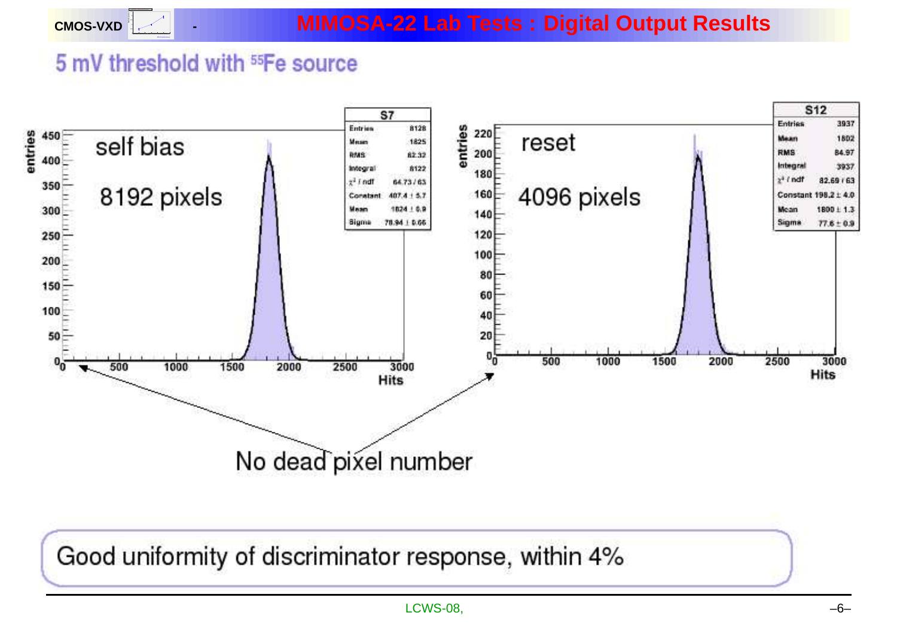# MIMOSA-22 Lab Tests : Digital Output Results

## 5 mV threshold with $^{55}$Fe source

self bias

8192 pixels

| S7 | |
|---|---|
| Entries | 8128 |
| Mean | 1825 |
| RMS | 82.32 |
| Integral | 8122 |
| $\chi^2$ / ndf | 64.73 / 63 |
| Constant | 407.4 ± 5.7 |
| Mean | 1824 ± 0.9 |
| Sigma | 78.94 ± 0.66 |

reset

4096 pixels

| S12 | |
|---|---|
| Entries | 3937 |
| Mean | 1802 |
| RMS | 84.97 |
| Integral | 3937 |
| $\chi^2$ / ndf | 82.69 / 63 |
| Constant | 198.2 ± 4.0 |
| Mean | 1800 ± 1.3 |
| Sigma | 77.6 ± 0.9 |

No dead pixel number

Good uniformity of discriminator response, within 4%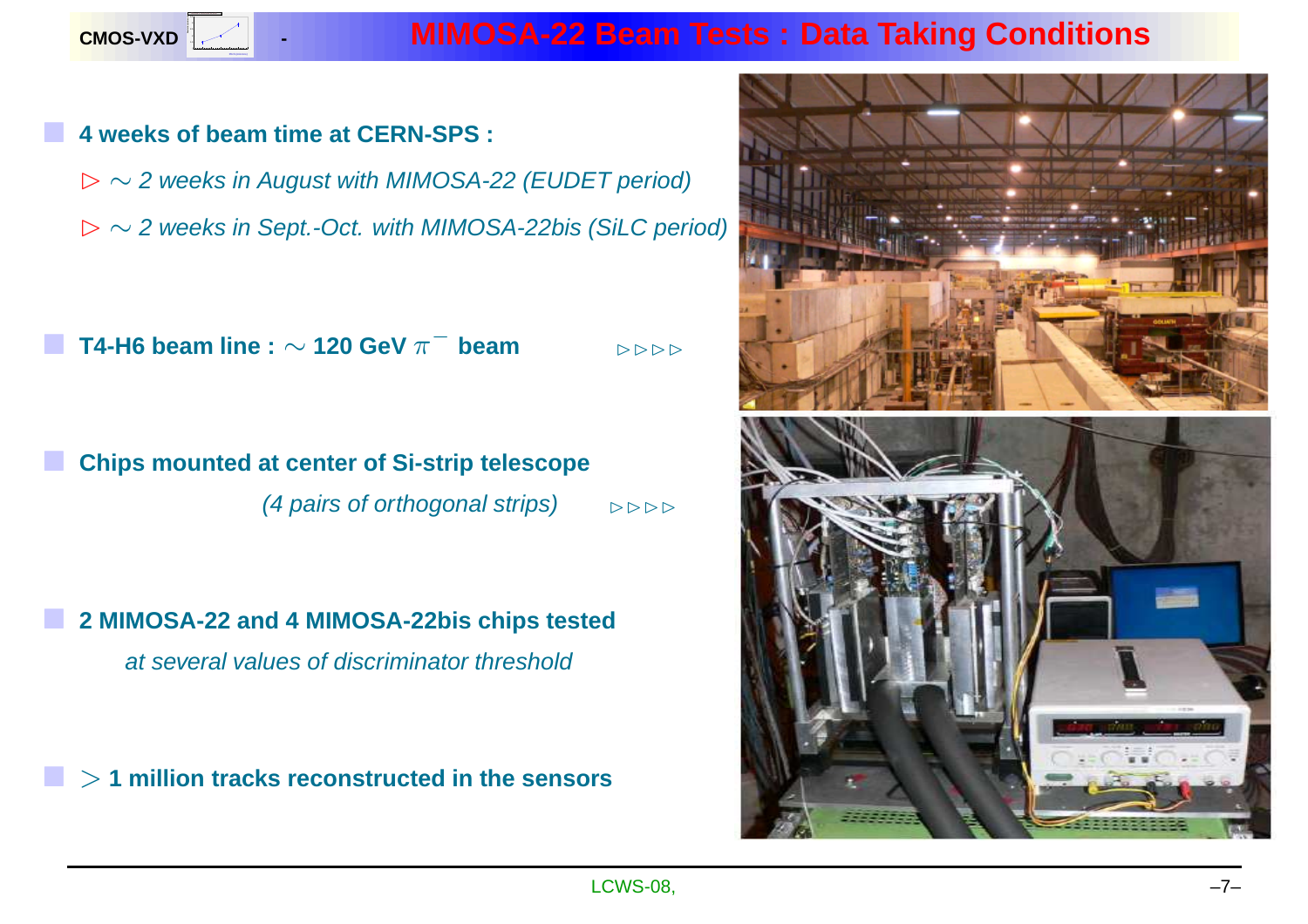# MIMOSA-22 Beam Tests : Data Taking Conditions

- **4 weeks of beam time at CERN-SPS :**
  - ▷ ∼ *2 weeks in August with MIMOSA-22 (EUDET period)*
  - ▷ ∼ *2 weeks in Sept.-Oct. with MIMOSA-22bis (SiLC period)*

- **T4-H6 beam line : ∼ 120 GeV $\pi^-$ beam** ▷▷▷▷

- **Chips mounted at center of Si-strip telescope**
  *(4 pairs of orthogonal strips)* ▷▷▷▷

- **2 MIMOSA-22 and 4 MIMOSA-22bis chips tested**
  *at several values of discriminator threshold*

- **> 1 million tracks reconstructed in the sensors**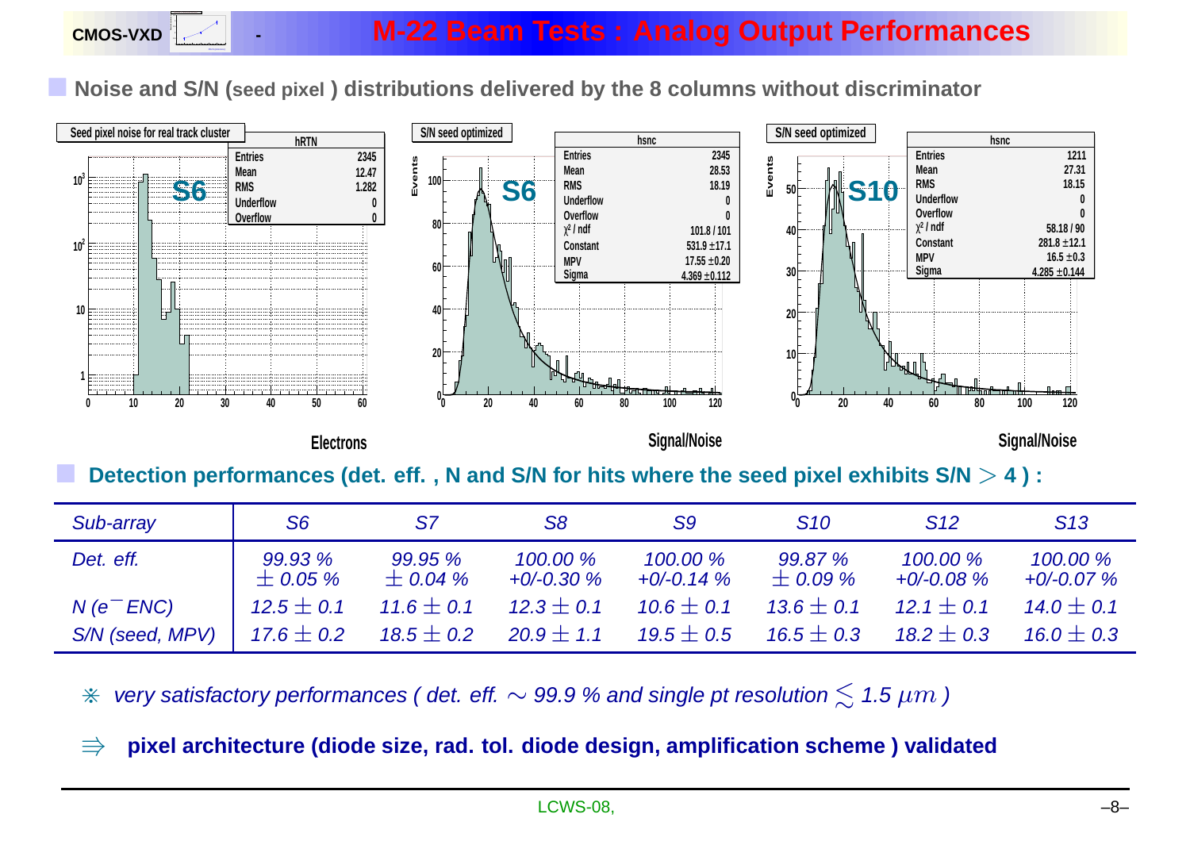# M-22 Beam Tests : Analog Output Performances

**Noise and S/N (seed pixel ) distributions delivered by the 8 columns without discriminator**

Seed pixel noise for real track cluster — S6 (hRTN: Entries 2345, Mean 12.47, RMS 1.282, Underflow 0, Overflow 0) — Electrons

S/N seed optimized — S6 (hsnc: Entries 2345, Mean 28.53, RMS 18.19, Underflow 0, Overflow 0, $\chi^2$ / ndf 101.8 / 101, Constant 531.9 ± 17.1, MPV 17.55 ± 0.20, Sigma 4.369 ± 0.112) — Signal/Noise

S/N seed optimized — S10 (hsnc: Entries 1211, Mean 27.31, RMS 18.15, Underflow 0, Overflow 0, $\chi^2$ / ndf 58.18 / 90, Constant 281.8 ± 12.1, MPV 16.5 ± 0.3, Sigma 4.285 ± 0.144) — Signal/Noise

**Detection performances (det. eff. , N and S/N for hits where the seed pixel exhibits S/N $>$ 4 ) :**

| *Sub-array* | *S6* | *S7* | *S8* | *S9* | *S10* | *S12* | *S13* |
|---|---|---|---|---|---|---|---|
| *Det. eff.* | *99.93 % $\pm$ 0.05 %* | *99.95 % $\pm$ 0.04 %* | *100.00 % +0/-0.30 %* | *100.00 % +0/-0.14 %* | *99.87 % $\pm$ 0.09 %* | *100.00 % +0/-0.08 %* | *100.00 % +0/-0.07 %* |
| *N ($e^-$ ENC)* | *12.5 $\pm$ 0.1* | *11.6 $\pm$ 0.1* | *12.3 $\pm$ 0.1* | *10.6 $\pm$ 0.1* | *13.6 $\pm$ 0.1* | *12.1 $\pm$ 0.1* | *14.0 $\pm$ 0.1* |
| *S/N (seed, MPV)* | *17.6 $\pm$ 0.2* | *18.5 $\pm$ 0.2* | *20.9 $\pm$ 1.1* | *19.5 $\pm$ 0.5* | *16.5 $\pm$ 0.3* | *18.2 $\pm$ 0.3* | *16.0 $\pm$ 0.3* |

$\divideontimes$ *very satisfactory performances ( det. eff. $\sim$ 99.9 % and single pt resolution $\lesssim$ 1.5 $\mu m$ )*

$\Rrightarrow$ **pixel architecture (diode size, rad. tol. diode design, amplification scheme ) validated**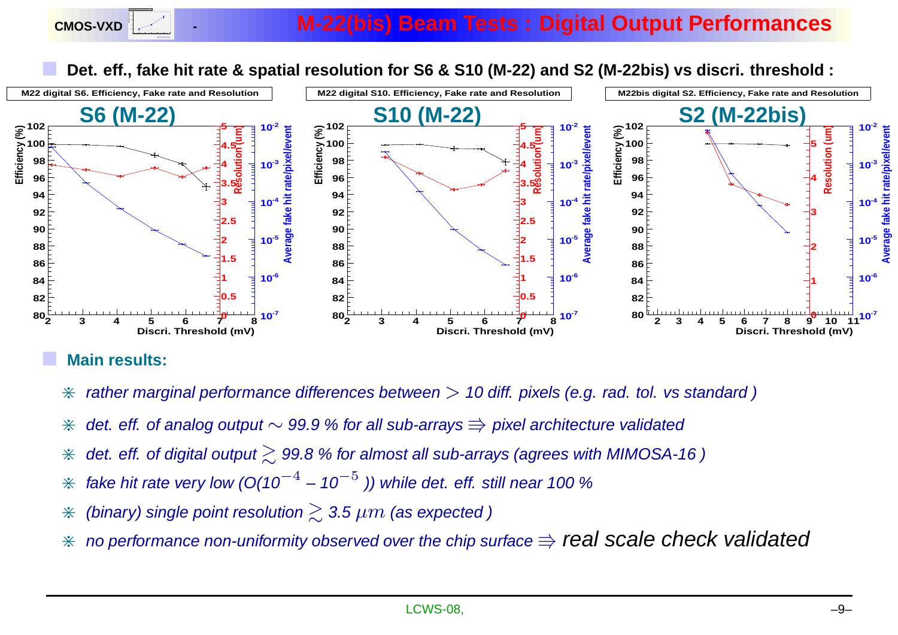# M-22(bis) Beam Tests : Digital Output Performances

**Det. eff., fake hit rate & spatial resolution for S6 & S10 (M-22) and S2 (M-22bis) vs discri. threshold :**

M22 digital S6. Efficiency, Fake rate and Resolution — **S6 (M-22)**

M22 digital S10. Efficiency, Fake rate and Resolution — **S10 (M-22)**

M22bis digital S2. Efficiency, Fake rate and Resolution — **S2 (M-22bis)**

**Main results:**

- *rather marginal performance differences between $>$ 10 diff. pixels (e.g. rad. tol. vs standard )*
- *det. eff. of analog output $\sim$ 99.9 % for all sub-arrays $\Rrightarrow$ pixel architecture validated*
- *det. eff. of digital output $\gtrsim$ 99.8 % for almost all sub-arrays (agrees with MIMOSA-16 )*
- *fake hit rate very low (O($10^{-4}$ – $10^{-5}$ )) while det. eff. still near 100 %*
- *(binary) single point resolution $\gtrsim$ 3.5 $\mu m$ (as expected )*
- *no performance non-uniformity observed over the chip surface $\Rrightarrow$ real scale check validated*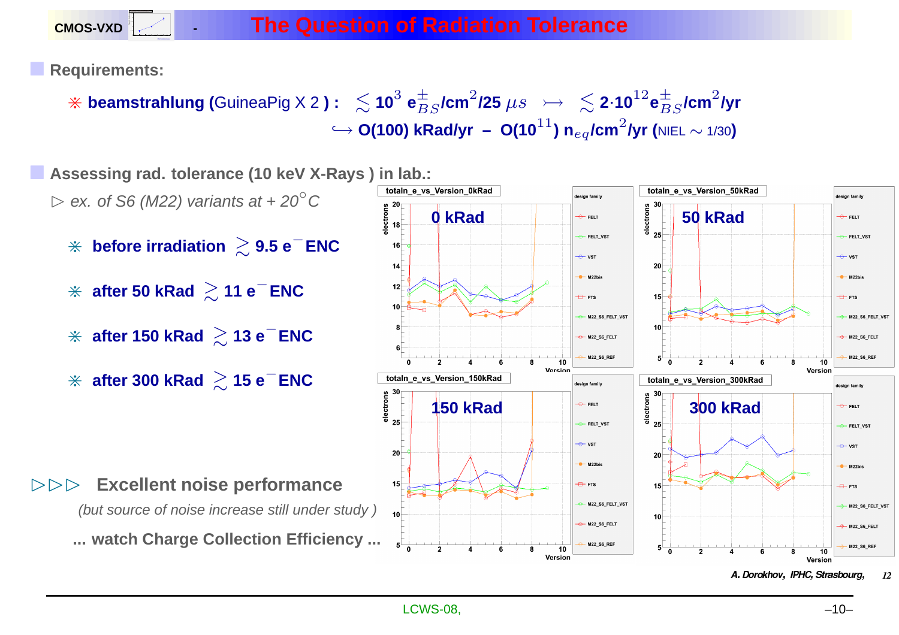## The Question of Radiation Tolerance

**Requirements:**

※ **beamstrahlung (**GuineaPig X 2 **) :** $\lesssim$ **$10^3$ $e^{\pm}_{BS}$/cm$^2$/25** $\mu s$ $\rightarrowtail$ $\lesssim$ **2·$10^{12}$$e^{\pm}_{BS}$/cm$^2$/yr**

$\hookrightarrow$ **O(100) kRad/yr – O($10^{11}$) $n_{eq}$/cm$^2$/yr (**NIEL $\sim$ 1/30**)**

**Assessing rad. tolerance (10 keV X-Rays ) in lab.:**

$\triangleright$ *ex. of S6 (M22) variants at + 20°C*

- **before irradiation $\gtrsim$ 9.5 $e^-$ ENC**
- **after 50 kRad $\gtrsim$ 11 $e^-$ ENC**
- **after 150 kRad $\gtrsim$ 13 $e^-$ ENC**
- **after 300 kRad $\gtrsim$ 15 $e^-$ ENC**

$\triangleright\triangleright\triangleright$ **Excellent noise performance**

*(but source of noise increase still under study )*

**... watch Charge Collection Efficiency ...**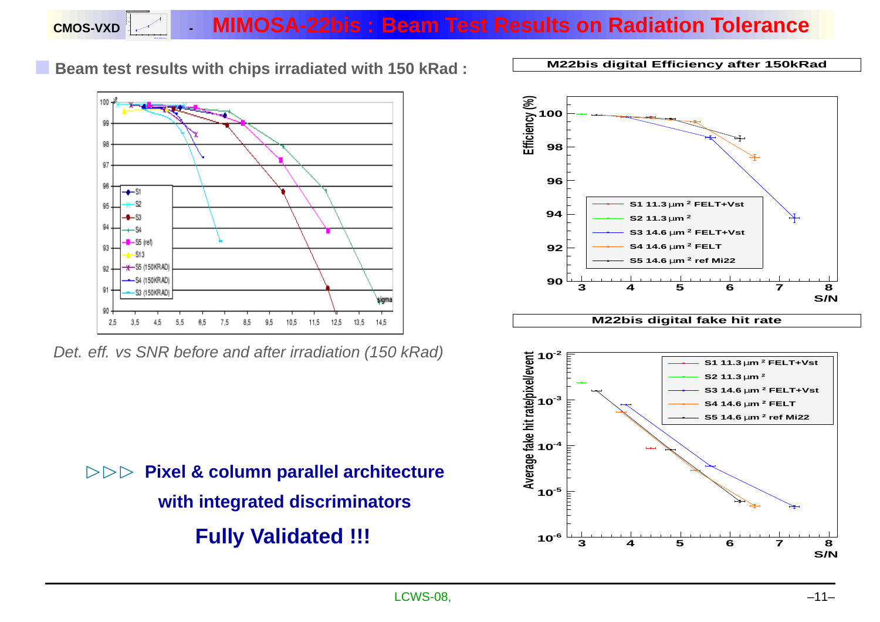# MIMOSA-22bis : Beam Test Results on Radiation Tolerance

- **Beam test results with chips irradiated with 150 kRad :**

*Det. eff. vs SNR before and after irradiation (150 kRad)*

**M22bis digital Efficiency after 150kRad**

**M22bis digital fake hit rate**

▷▷▷ **Pixel & column parallel architecture**

**with integrated discriminators**

**Fully Validated !!!**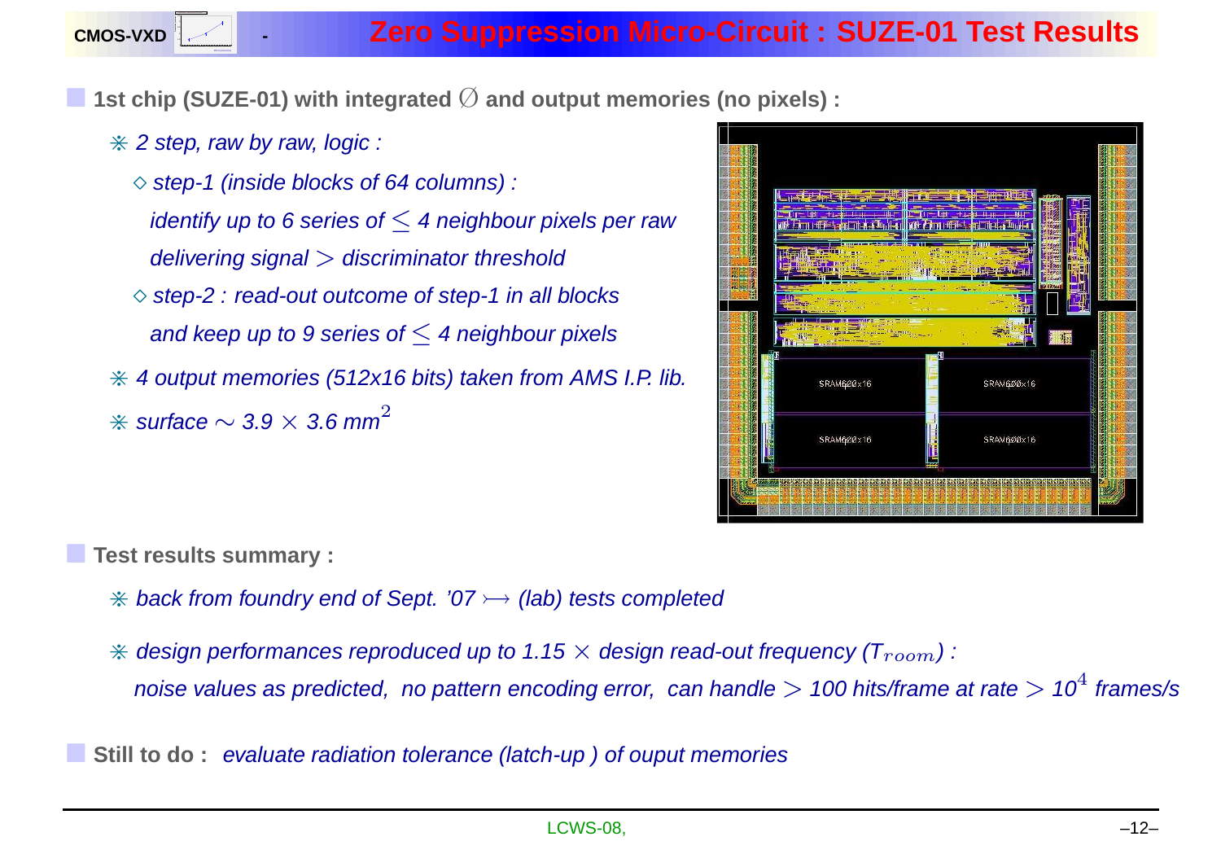# Zero Suppression Micro-Circuit : SUZE-01 Test Results

- **1st chip (SUZE-01) with integrated $\emptyset$ and output memories (no pixels) :**
  - *2 step, raw by raw, logic :*
    - *step-1 (inside blocks of 64 columns) :*
      *identify up to 6 series of $\leq$ 4 neighbour pixels per raw delivering signal $>$ discriminator threshold*
    - *step-2 : read-out outcome of step-1 in all blocks and keep up to 9 series of $\leq$ 4 neighbour pixels*
  - *4 output memories (512x16 bits) taken from AMS I.P. lib.*
  - *surface $\sim$ 3.9 $\times$ 3.6 mm$^2$*

- **Test results summary :**
  - *back from foundry end of Sept. '07 $\rightarrowtail$ (lab) tests completed*
  - *design performances reproduced up to 1.15 $\times$ design read-out frequency ($T_{room}$) :*
    *noise values as predicted, no pattern encoding error, can handle $>$ 100 hits/frame at rate $>$ $10^4$ frames/s*

- **Still to do :** *evaluate radiation tolerance (latch-up ) of ouput memories*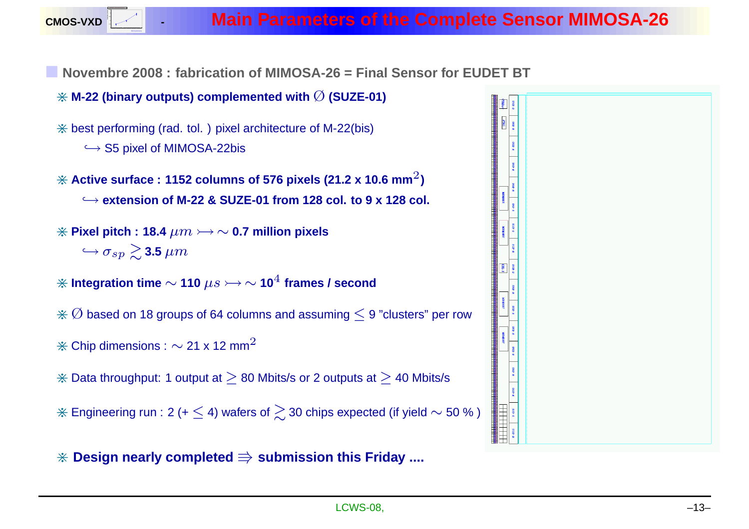# Main Parameters of the Complete Sensor MIMOSA-26

- **Novembre 2008 : fabrication of MIMOSA-26 = Final Sensor for EUDET BT**

  - **M-22 (binary outputs) complemented with $\emptyset$ (SUZE-01)**
  - best performing (rad. tol. ) pixel architecture of M-22(bis)
    $\hookrightarrow$ S5 pixel of MIMOSA-22bis
  - **Active surface : 1152 columns of 576 pixels (21.2 x 10.6 mm$^2$)**
    $\hookrightarrow$ **extension of M-22 & SUZE-01 from 128 col. to 9 x 128 col.**
  - **Pixel pitch : 18.4 $\mu m \rightarrowtail \sim$ 0.7 million pixels**
    $\hookrightarrow \sigma_{sp} \gtrsim$ **3.5 $\mu m$**
  - **Integration time $\sim$ 110 $\mu s \rightarrowtail \sim$ 10$^4$ frames / second**
  - $\emptyset$ based on 18 groups of 64 columns and assuming $\leq$ 9 "clusters" per row
  - Chip dimensions : $\sim$ 21 x 12 mm$^2$
  - Data throughput: 1 output at $\geq$ 80 Mbits/s or 2 outputs at $\geq$ 40 Mbits/s
  - Engineering run : 2 (+ $\leq$ 4) wafers of $\gtrsim$ 30 chips expected (if yield $\sim$ 50 % )
  - **Design nearly completed $\Rrightarrow$ submission this Friday ....**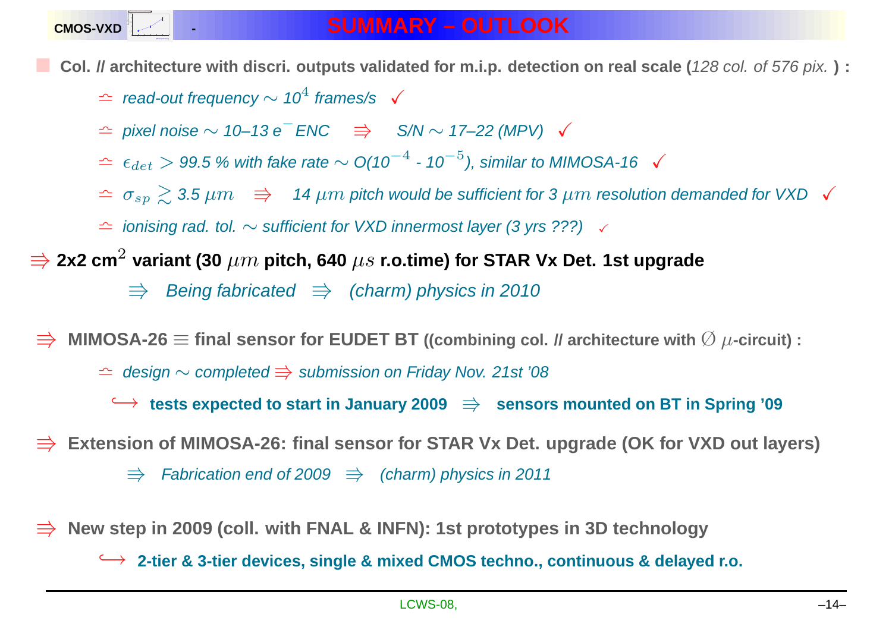# SUMMARY – OUTLOOK

- **Col. // architecture with discri. outputs validated for m.i.p. detection on real scale (*128 col. of 576 pix.* ) :**
  - ≏ *read-out frequency* $\sim$ *$10^4$ frames/s* ✓
  - ≏ *pixel noise* $\sim$ *10–13 e$^-$ ENC* ⭆ *S/N* $\sim$ *17–22 (MPV)* ✓
  - ≏ $\epsilon_{det} >$ *99.5 % with fake rate* $\sim$ *O($10^{-4}$ - $10^{-5}$), similar to MIMOSA-16* ✓
  - ≏ $\sigma_{sp} \gtrsim$ *3.5* $\mu m$ ⭆ *14* $\mu m$ *pitch would be sufficient for 3* $\mu m$ *resolution demanded for VXD* ✓
  - ≏ *ionising rad. tol.* $\sim$ *sufficient for VXD innermost layer (3 yrs ???)* ✓

⭆ **2x2 cm$^2$ variant (30 $\mu m$ pitch, 640 $\mu s$ r.o.time) for STAR Vx Det. 1st upgrade**

⭆ *Being fabricated* ⭆ *(charm) physics in 2010*

⭆ **MIMOSA-26 $\equiv$ final sensor for EUDET BT ((combining col. // architecture with $\emptyset$ $\mu$-circuit) :**

- ≏ *design* $\sim$ *completed* ⭆ *submission on Friday Nov. 21st '08*
  - ↪ **tests expected to start in January 2009** ⭆ **sensors mounted on BT in Spring '09**

⭆ **Extension of MIMOSA-26: final sensor for STAR Vx Det. upgrade (OK for VXD out layers)**

⭆ *Fabrication end of 2009* ⭆ *(charm) physics in 2011*

⭆ **New step in 2009 (coll. with FNAL & INFN): 1st prototypes in 3D technology**

↪ **2-tier & 3-tier devices, single & mixed CMOS techno., continuous & delayed r.o.**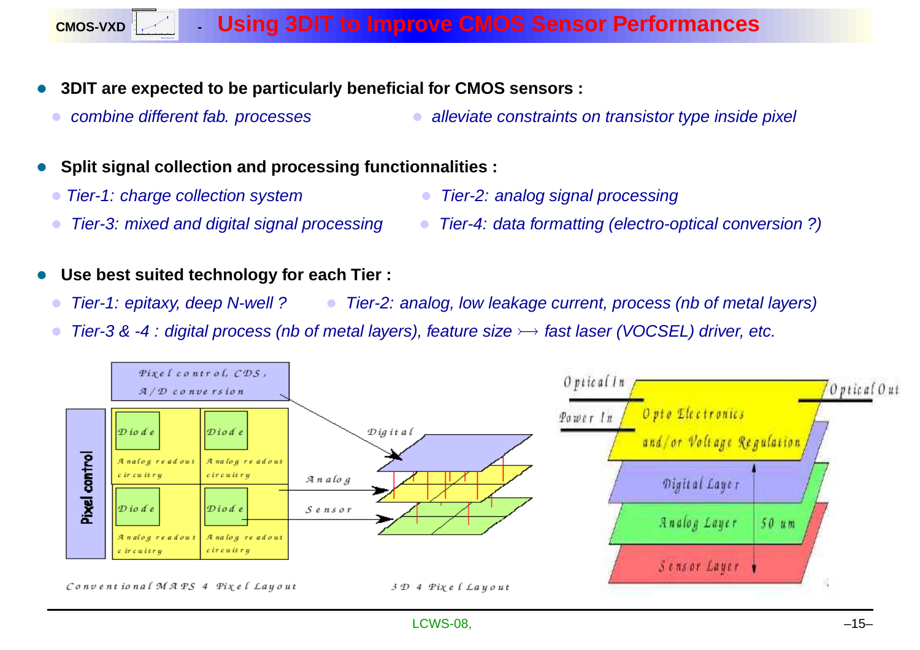# Using 3DIT to Improve CMOS Sensor Performances

- **3DIT are expected to be particularly beneficial for CMOS sensors :**
  - *combine different fab. processes*
  - *alleviate constraints on transistor type inside pixel*
- **Split signal collection and processing functionnalities :**
  - *Tier-1: charge collection system*
  - *Tier-2: analog signal processing*
  - *Tier-3: mixed and digital signal processing*
  - *Tier-4: data formatting (electro-optical conversion ?)*
- **Use best suited technology for each Tier :**
  - *Tier-1: epitaxy, deep N-well ?*
  - *Tier-2: analog, low leakage current, process (nb of metal layers)*
  - *Tier-3 & -4 : digital process (nb of metal layers), feature size $\rightarrowtail$ fast laser (VOCSEL) driver, etc.*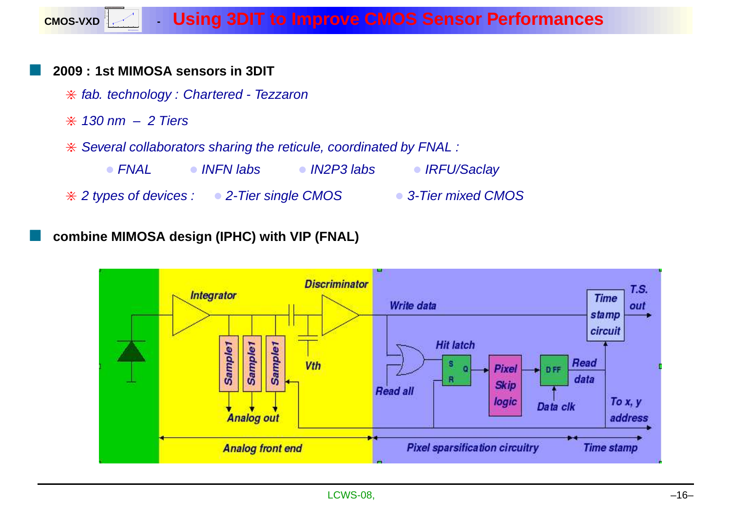## Using 3DIT to Improve CMOS Sensor Performances

- **2009 : 1st MIMOSA sensors in 3DIT**
  - *fab. technology : Chartered - Tezzaron*
  - *130 nm – 2 Tiers*
  - *Several collaborators sharing the reticule, coordinated by FNAL :*
    - *FNAL*
    - *INFN labs*
    - *IN2P3 labs*
    - *IRFU/Saclay*
  - *2 types of devices :*
    - *2-Tier single CMOS*
    - *3-Tier mixed CMOS*

- **combine MIMOSA design (IPHC) with VIP (FNAL)**

Integrator
Discriminator
Sample1
Sample1
Sample1
Vth
Analog out
Write data
Read all
Hit latch
S Q
R
Pixel Skip logic
DFF
Read data
Data clk
Time stamp circuit
T.S. out
To x, y address
Analog front end
Pixel sparsification circuitry
Time stamp